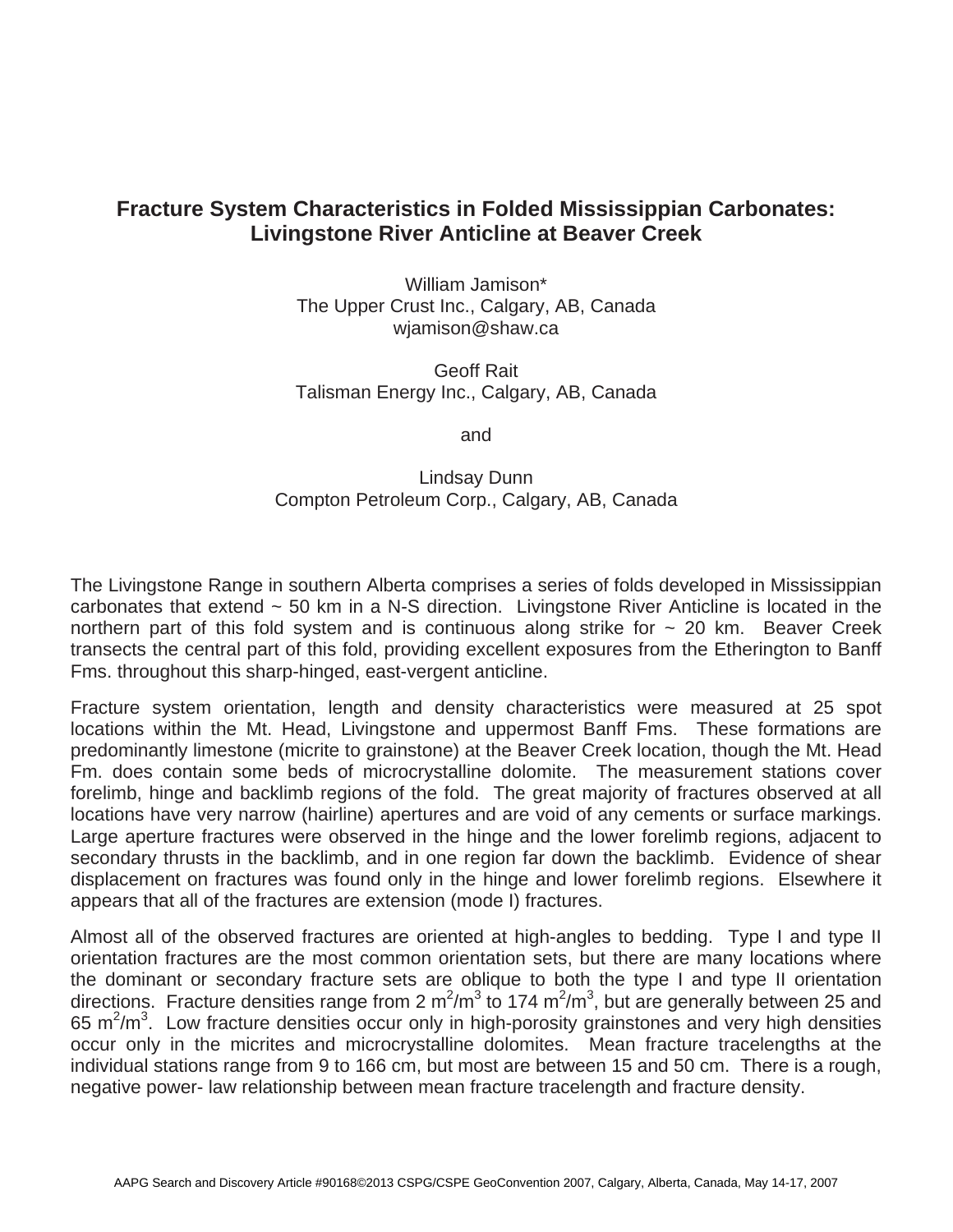# Fracture System Characteristics in Folded Mississippian Carbonates: Livingstone River Anticline at Beaver Creek

William Jamison*
The Upper Crust Inc., Calgary, AB, Canada
wjamison@shaw.ca

Geoff Rait
Talisman Energy Inc., Calgary, AB, Canada

and

Lindsay Dunn
Compton Petroleum Corp., Calgary, AB, Canada

The Livingstone Range in southern Alberta comprises a series of folds developed in Mississippian carbonates that extend ~ 50 km in a N-S direction. Livingstone River Anticline is located in the northern part of this fold system and is continuous along strike for ~ 20 km. Beaver Creek transects the central part of this fold, providing excellent exposures from the Etherington to Banff Fms. throughout this sharp-hinged, east-vergent anticline.

Fracture system orientation, length and density characteristics were measured at 25 spot locations within the Mt. Head, Livingstone and uppermost Banff Fms. These formations are predominantly limestone (micrite to grainstone) at the Beaver Creek location, though the Mt. Head Fm. does contain some beds of microcrystalline dolomite. The measurement stations cover forelimb, hinge and backlimb regions of the fold. The great majority of fractures observed at all locations have very narrow (hairline) apertures and are void of any cements or surface markings. Large aperture fractures were observed in the hinge and the lower forelimb regions, adjacent to secondary thrusts in the backlimb, and in one region far down the backlimb. Evidence of shear displacement on fractures was found only in the hinge and lower forelimb regions. Elsewhere it appears that all of the fractures are extension (mode I) fractures.

Almost all of the observed fractures are oriented at high-angles to bedding. Type I and type II orientation fractures are the most common orientation sets, but there are many locations where the dominant or secondary fracture sets are oblique to both the type I and type II orientation directions. Fracture densities range from 2 $m^2/m^3$ to 174 $m^2/m^3$, but are generally between 25 and 65 $m^2/m^3$. Low fracture densities occur only in high-porosity grainstones and very high densities occur only in the micrites and microcrystalline dolomites. Mean fracture tracelengths at the individual stations range from 9 to 166 cm, but most are between 15 and 50 cm. There is a rough, negative power- law relationship between mean fracture tracelength and fracture density.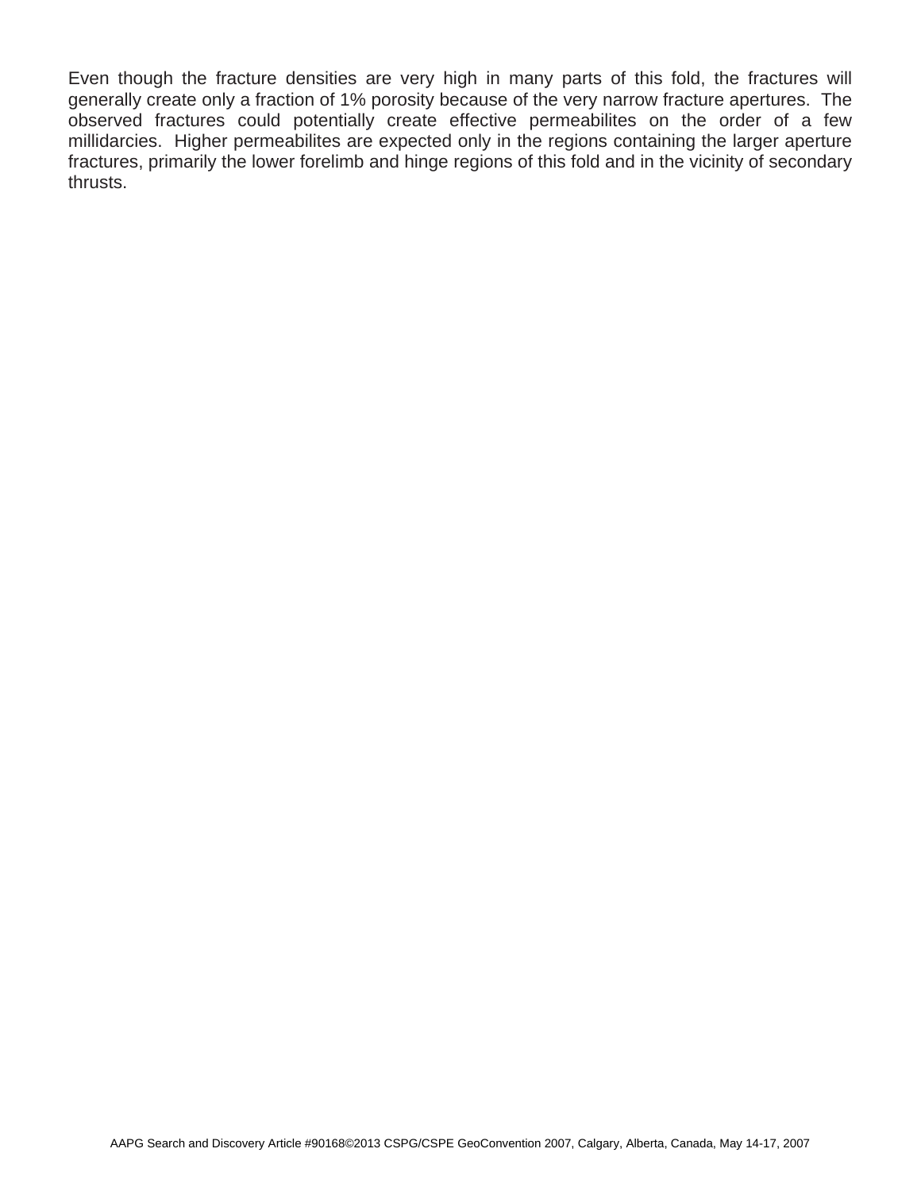Even though the fracture densities are very high in many parts of this fold, the fractures will generally create only a fraction of 1% porosity because of the very narrow fracture apertures. The observed fractures could potentially create effective permeabilites on the order of a few millidarcies. Higher permeabilites are expected only in the regions containing the larger aperture fractures, primarily the lower forelimb and hinge regions of this fold and in the vicinity of secondary thrusts.